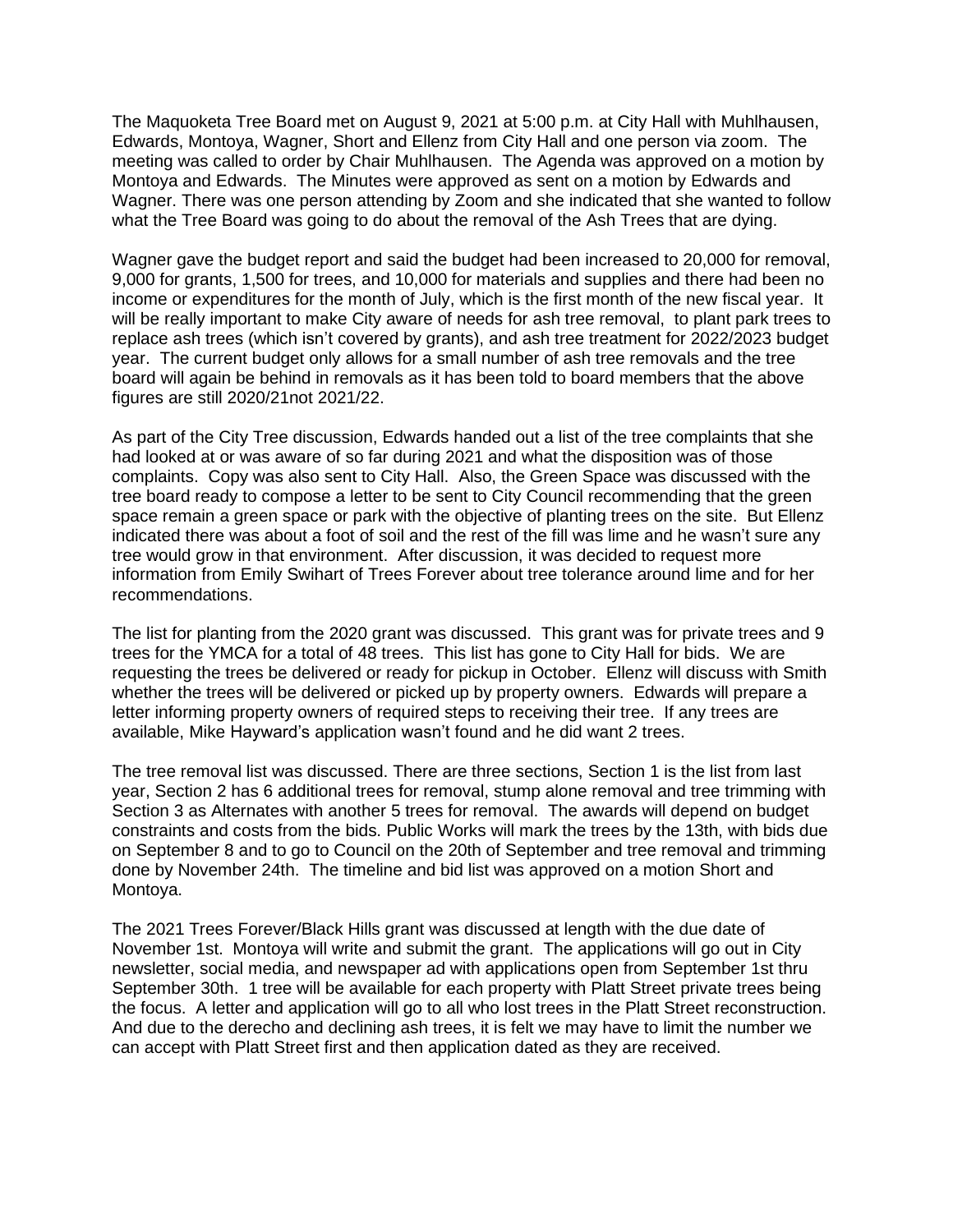The Maquoketa Tree Board met on August 9, 2021 at 5:00 p.m. at City Hall with Muhlhausen, Edwards, Montoya, Wagner, Short and Ellenz from City Hall and one person via zoom. The meeting was called to order by Chair Muhlhausen. The Agenda was approved on a motion by Montoya and Edwards. The Minutes were approved as sent on a motion by Edwards and Wagner. There was one person attending by Zoom and she indicated that she wanted to follow what the Tree Board was going to do about the removal of the Ash Trees that are dying.

Wagner gave the budget report and said the budget had been increased to 20,000 for removal, 9,000 for grants, 1,500 for trees, and 10,000 for materials and supplies and there had been no income or expenditures for the month of July, which is the first month of the new fiscal year. It will be really important to make City aware of needs for ash tree removal, to plant park trees to replace ash trees (which isn't covered by grants), and ash tree treatment for 2022/2023 budget year. The current budget only allows for a small number of ash tree removals and the tree board will again be behind in removals as it has been told to board members that the above figures are still 2020/21not 2021/22.

As part of the City Tree discussion, Edwards handed out a list of the tree complaints that she had looked at or was aware of so far during 2021 and what the disposition was of those complaints. Copy was also sent to City Hall. Also, the Green Space was discussed with the tree board ready to compose a letter to be sent to City Council recommending that the green space remain a green space or park with the objective of planting trees on the site. But Ellenz indicated there was about a foot of soil and the rest of the fill was lime and he wasn't sure any tree would grow in that environment. After discussion, it was decided to request more information from Emily Swihart of Trees Forever about tree tolerance around lime and for her recommendations.

The list for planting from the 2020 grant was discussed. This grant was for private trees and 9 trees for the YMCA for a total of 48 trees. This list has gone to City Hall for bids. We are requesting the trees be delivered or ready for pickup in October. Ellenz will discuss with Smith whether the trees will be delivered or picked up by property owners. Edwards will prepare a letter informing property owners of required steps to receiving their tree. If any trees are available, Mike Hayward's application wasn't found and he did want 2 trees.

The tree removal list was discussed. There are three sections, Section 1 is the list from last year, Section 2 has 6 additional trees for removal, stump alone removal and tree trimming with Section 3 as Alternates with another 5 trees for removal. The awards will depend on budget constraints and costs from the bids. Public Works will mark the trees by the 13th, with bids due on September 8 and to go to Council on the 20th of September and tree removal and trimming done by November 24th. The timeline and bid list was approved on a motion Short and Montoya.

The 2021 Trees Forever/Black Hills grant was discussed at length with the due date of November 1st. Montoya will write and submit the grant. The applications will go out in City newsletter, social media, and newspaper ad with applications open from September 1st thru September 30th. 1 tree will be available for each property with Platt Street private trees being the focus. A letter and application will go to all who lost trees in the Platt Street reconstruction. And due to the derecho and declining ash trees, it is felt we may have to limit the number we can accept with Platt Street first and then application dated as they are received.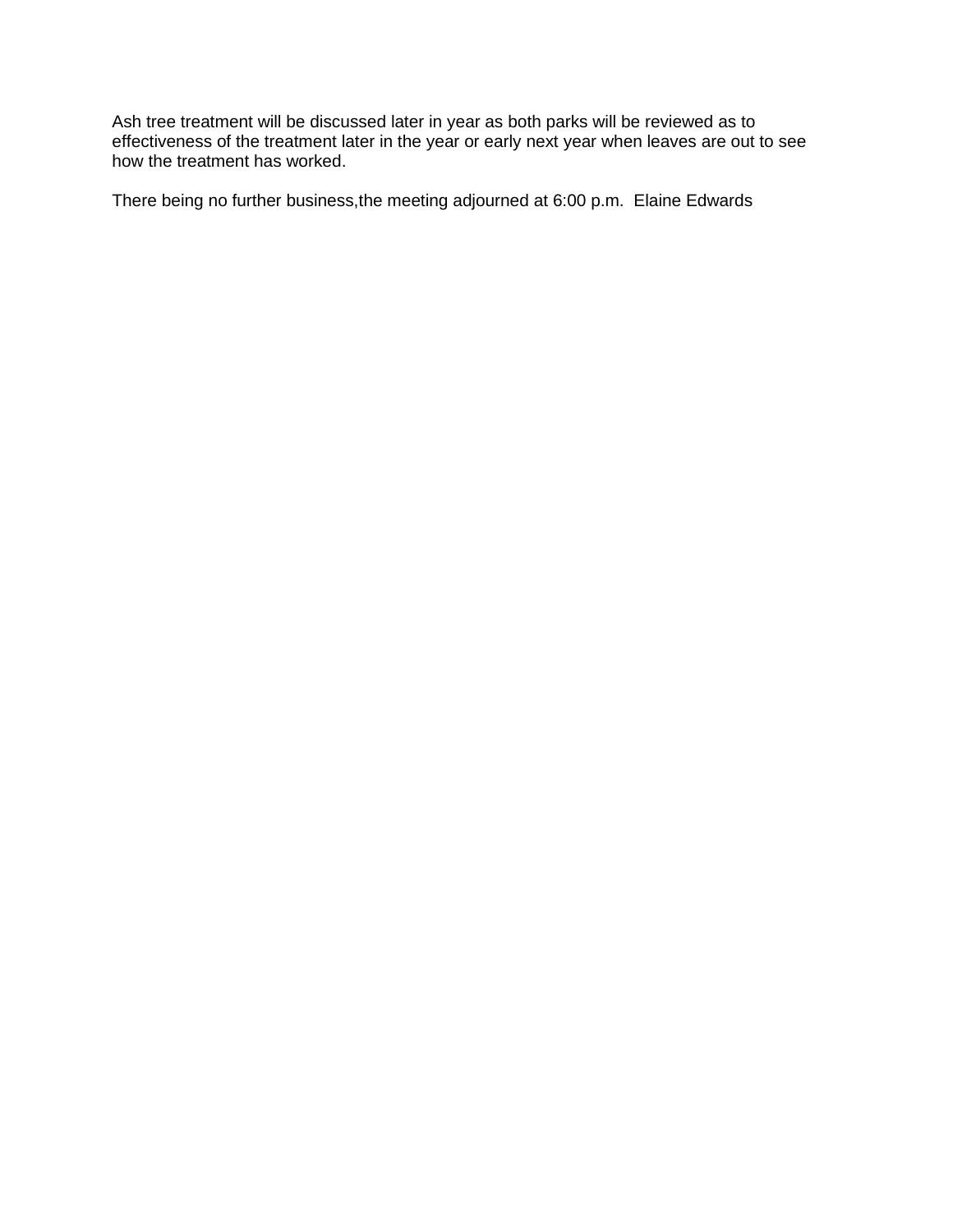Ash tree treatment will be discussed later in year as both parks will be reviewed as to effectiveness of the treatment later in the year or early next year when leaves are out to see how the treatment has worked.

There being no further business,the meeting adjourned at 6:00 p.m.  Elaine Edwards